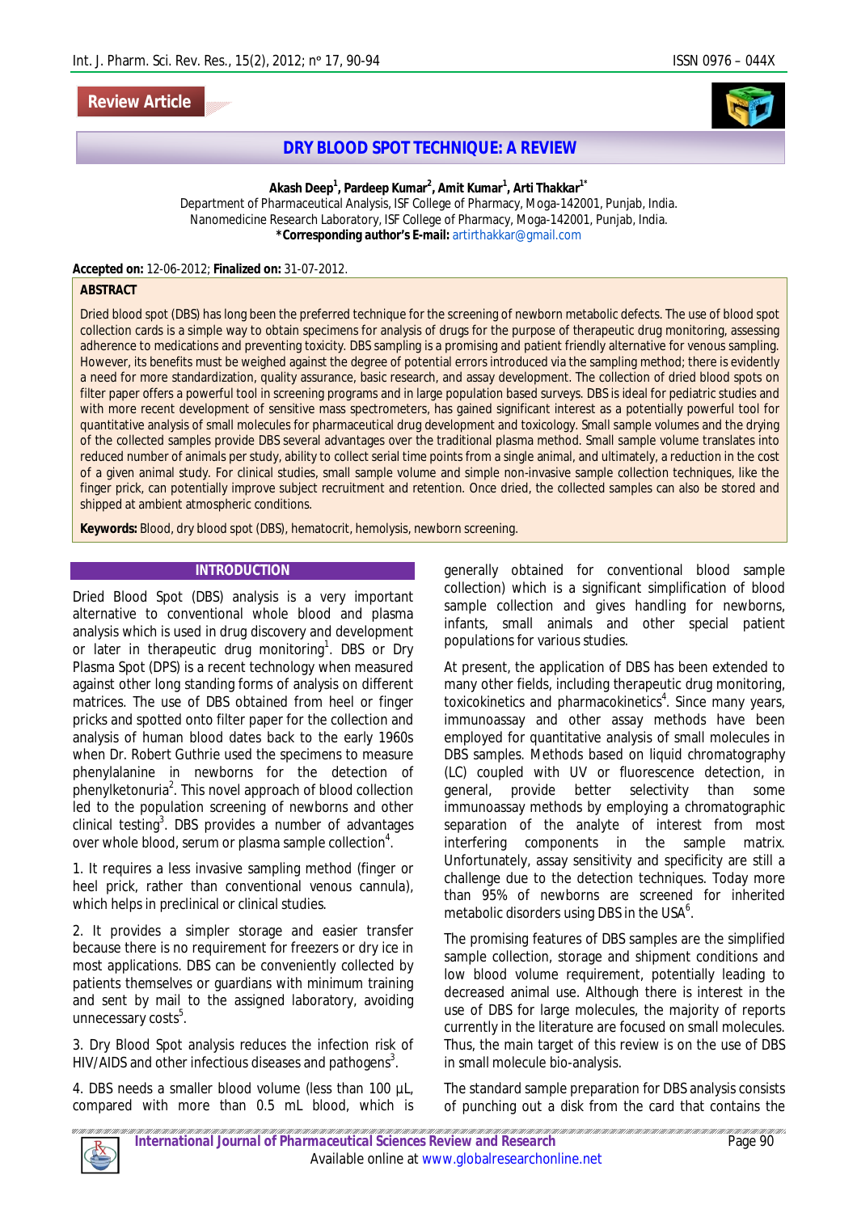Review Article

# DRY BLOOD SPOT TECHNIQUE: A REVIEW

**Akash Deep[1], Pardeep Kumar[2], Amit Kumar[1], Arti Thakkar[1*]**

Department of Pharmaceutical Analysis, ISF College of Pharmacy, Moga-142001, Punjab, India.
Nanomedicine Research Laboratory, ISF College of Pharmacy, Moga-142001, Punjab, India.
**\*Corresponding author's E-mail:** artirthakkar@gmail.com

**Accepted on:** 12-06-2012; **Finalized on:** 31-07-2012.

## ABSTRACT

Dried blood spot (DBS) has long been the preferred technique for the screening of newborn metabolic defects. The use of blood spot collection cards is a simple way to obtain specimens for analysis of drugs for the purpose of therapeutic drug monitoring, assessing adherence to medications and preventing toxicity. DBS sampling is a promising and patient friendly alternative for venous sampling. However, its benefits must be weighed against the degree of potential errors introduced via the sampling method; there is evidently a need for more standardization, quality assurance, basic research, and assay development. The collection of dried blood spots on filter paper offers a powerful tool in screening programs and in large population based surveys. DBS is ideal for pediatric studies and with more recent development of sensitive mass spectrometers, has gained significant interest as a potentially powerful tool for quantitative analysis of small molecules for pharmaceutical drug development and toxicology. Small sample volumes and the drying of the collected samples provide DBS several advantages over the traditional plasma method. Small sample volume translates into reduced number of animals per study, ability to collect serial time points from a single animal, and ultimately, a reduction in the cost of a given animal study. For clinical studies, small sample volume and simple non-invasive sample collection techniques, like the finger prick, can potentially improve subject recruitment and retention. Once dried, the collected samples can also be stored and shipped at ambient atmospheric conditions.

**Keywords:** Blood, dry blood spot (DBS), hematocrit, hemolysis, newborn screening.

## INTRODUCTION

Dried Blood Spot (DBS) analysis is a very important alternative to conventional whole blood and plasma analysis which is used in drug discovery and development or later in therapeutic drug monitoring[1]. DBS or Dry Plasma Spot (DPS) is a recent technology when measured against other long standing forms of analysis on different matrices. The use of DBS obtained from heel or finger pricks and spotted onto filter paper for the collection and analysis of human blood dates back to the early 1960s when Dr. Robert Guthrie used the specimens to measure phenylalanine in newborns for the detection of phenylketonuria[2]. This novel approach of blood collection led to the population screening of newborns and other clinical testing[3]. DBS provides a number of advantages over whole blood, serum or plasma sample collection[4].

1. It requires a less invasive sampling method (finger or heel prick, rather than conventional venous cannula), which helps in preclinical or clinical studies.

2. It provides a simpler storage and easier transfer because there is no requirement for freezers or dry ice in most applications. DBS can be conveniently collected by patients themselves or guardians with minimum training and sent by mail to the assigned laboratory, avoiding unnecessary costs[5].

3. Dry Blood Spot analysis reduces the infection risk of HIV/AIDS and other infectious diseases and pathogens[3].

4. DBS needs a smaller blood volume (less than 100 µL, compared with more than 0.5 mL blood, which is generally obtained for conventional blood sample collection) which is a significant simplification of blood sample collection and gives handling for newborns, infants, small animals and other special patient populations for various studies.

At present, the application of DBS has been extended to many other fields, including therapeutic drug monitoring, toxicokinetics and pharmacokinetics[4]. Since many years, immunoassay and other assay methods have been employed for quantitative analysis of small molecules in DBS samples. Methods based on liquid chromatography (LC) coupled with UV or fluorescence detection, in general, provide better selectivity than some immunoassay methods by employing a chromatographic separation of the analyte of interest from most interfering components in the sample matrix. Unfortunately, assay sensitivity and specificity are still a challenge due to the detection techniques. Today more than 95% of newborns are screened for inherited metabolic disorders using DBS in the USA[6].

The promising features of DBS samples are the simplified sample collection, storage and shipment conditions and low blood volume requirement, potentially leading to decreased animal use. Although there is interest in the use of DBS for large molecules, the majority of reports currently in the literature are focused on small molecules. Thus, the main target of this review is on the use of DBS in small molecule bio-analysis.

The standard sample preparation for DBS analysis consists of punching out a disk from the card that contains the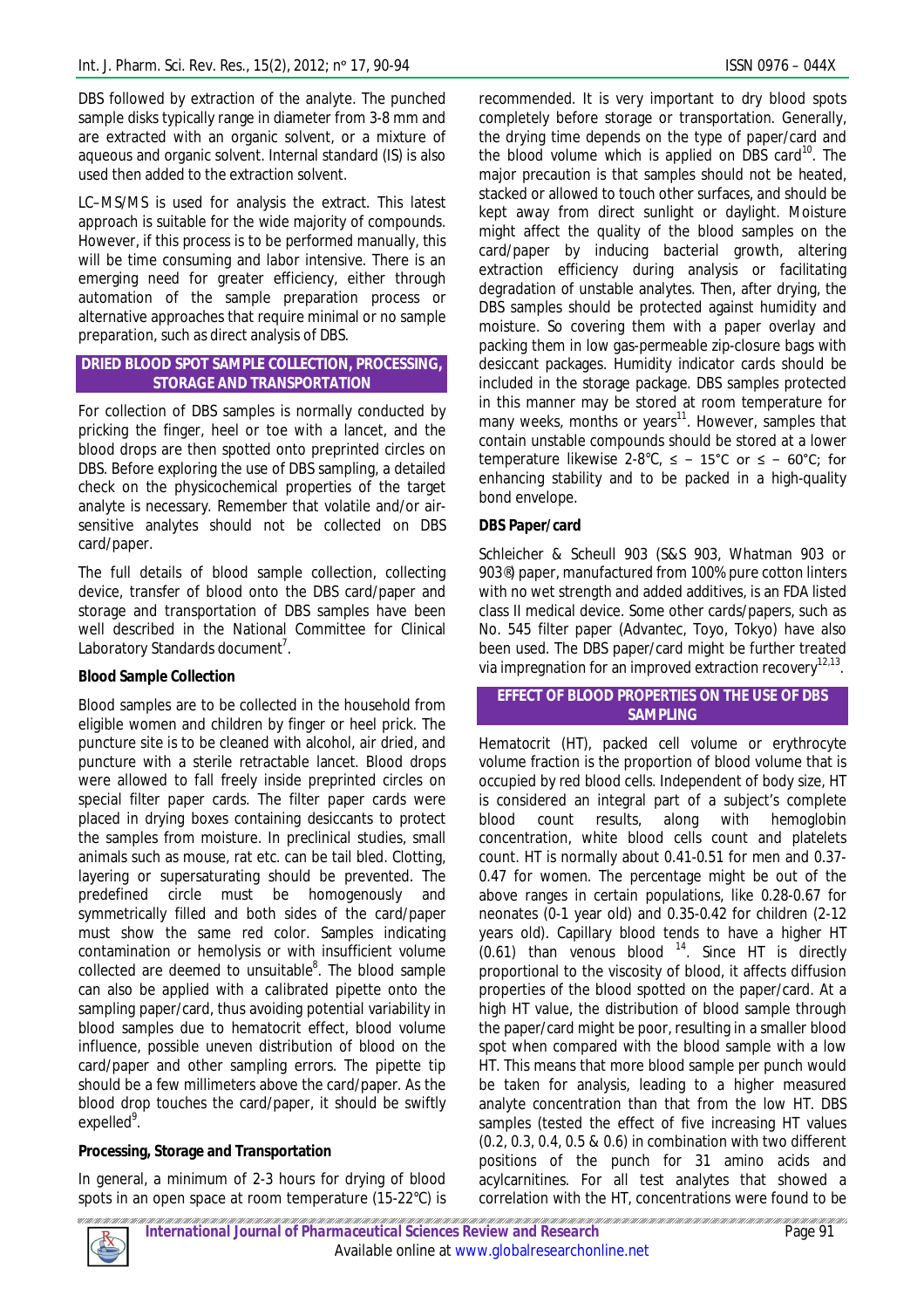DBS followed by extraction of the analyte. The punched sample disks typically range in diameter from 3-8 mm and are extracted with an organic solvent, or a mixture of aqueous and organic solvent. Internal standard (IS) is also used then added to the extraction solvent.

LC–MS/MS is used for analysis the extract. This latest approach is suitable for the wide majority of compounds. However, if this process is to be performed manually, this will be time consuming and labor intensive. There is an emerging need for greater efficiency, either through automation of the sample preparation process or alternative approaches that require minimal or no sample preparation, such as direct analysis of DBS.

## DRIED BLOOD SPOT SAMPLE COLLECTION, PROCESSING, STORAGE AND TRANSPORTATION

For collection of DBS samples is normally conducted by pricking the finger, heel or toe with a lancet, and the blood drops are then spotted onto preprinted circles on DBS. Before exploring the use of DBS sampling, a detailed check on the physicochemical properties of the target analyte is necessary. Remember that volatile and/or air-sensitive analytes should not be collected on DBS card/paper.

The full details of blood sample collection, collecting device, transfer of blood onto the DBS card/paper and storage and transportation of DBS samples have been well described in the National Committee for Clinical Laboratory Standards document[7].

### Blood Sample Collection

Blood samples are to be collected in the household from eligible women and children by finger or heel prick. The puncture site is to be cleaned with alcohol, air dried, and puncture with a sterile retractable lancet. Blood drops were allowed to fall freely inside preprinted circles on special filter paper cards. The filter paper cards were placed in drying boxes containing desiccants to protect the samples from moisture. In preclinical studies, small animals such as mouse, rat etc. can be tail bled. Clotting, layering or supersaturating should be prevented. The predefined circle must be homogenously and symmetrically filled and both sides of the card/paper must show the same red color. Samples indicating contamination or hemolysis or with insufficient volume collected are deemed to unsuitable[8]. The blood sample can also be applied with a calibrated pipette onto the sampling paper/card, thus avoiding potential variability in blood samples due to hematocrit effect, blood volume influence, possible uneven distribution of blood on the card/paper and other sampling errors. The pipette tip should be a few millimeters above the card/paper. As the blood drop touches the card/paper, it should be swiftly expelled[9].

### Processing, Storage and Transportation

In general, a minimum of 2-3 hours for drying of blood spots in an open space at room temperature (15-22°C) is recommended. It is very important to dry blood spots completely before storage or transportation. Generally, the drying time depends on the type of paper/card and the blood volume which is applied on DBS card[10]. The major precaution is that samples should not be heated, stacked or allowed to touch other surfaces, and should be kept away from direct sunlight or daylight. Moisture might affect the quality of the blood samples on the card/paper by inducing bacterial growth, altering extraction efficiency during analysis or facilitating degradation of unstable analytes. Then, after drying, the DBS samples should be protected against humidity and moisture. So covering them with a paper overlay and packing them in low gas-permeable zip-closure bags with desiccant packages. Humidity indicator cards should be included in the storage package. DBS samples protected in this manner may be stored at room temperature for many weeks, months or years[11]. However, samples that contain unstable compounds should be stored at a lower temperature likewise 2-8°C, ≤ – 15°C or ≤ – 60°C; for enhancing stability and to be packed in a high-quality bond envelope.

### DBS Paper/card

Schleicher & Scheull 903 (S&S 903, Whatman 903 or 903®) paper, manufactured from 100% pure cotton linters with no wet strength and added additives, is an FDA listed class II medical device. Some other cards/papers, such as No. 545 filter paper (Advantec, Toyo, Tokyo) have also been used. The DBS paper/card might be further treated via impregnation for an improved extraction recovery[12,13].

## EFFECT OF BLOOD PROPERTIES ON THE USE OF DBS SAMPLING

Hematocrit (HT), packed cell volume or erythrocyte volume fraction is the proportion of blood volume that is occupied by red blood cells. Independent of body size, HT is considered an integral part of a subject's complete blood count results, along with hemoglobin concentration, white blood cells count and platelets count. HT is normally about 0.41-0.51 for men and 0.37-0.47 for women. The percentage might be out of the above ranges in certain populations, like 0.28-0.67 for neonates (0-1 year old) and 0.35-0.42 for children (2-12 years old). Capillary blood tends to have a higher HT (0.61) than venous blood [14]. Since HT is directly proportional to the viscosity of blood, it affects diffusion properties of the blood spotted on the paper/card. At a high HT value, the distribution of blood sample through the paper/card might be poor, resulting in a smaller blood spot when compared with the blood sample with a low HT. This means that more blood sample per punch would be taken for analysis, leading to a higher measured analyte concentration than that from the low HT. DBS samples (tested the effect of five increasing HT values (0.2, 0.3, 0.4, 0.5 & 0.6) in combination with two different positions of the punch for 31 amino acids and acylcarnitines. For all test analytes that showed a correlation with the HT, concentrations were found to be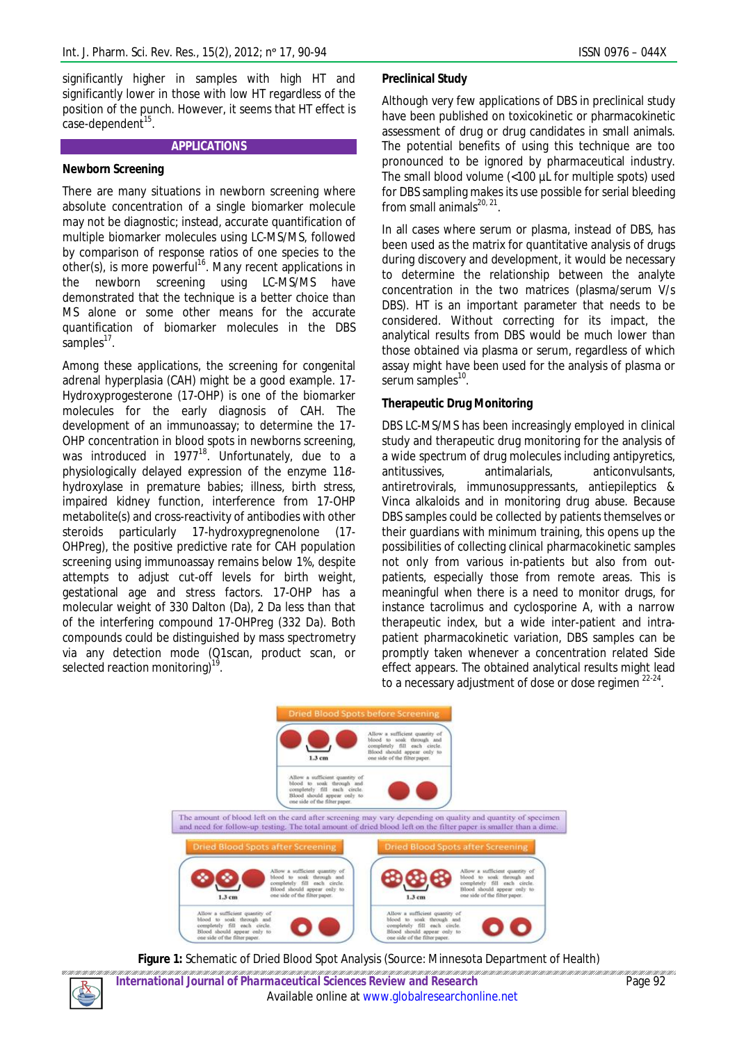significantly higher in samples with high HT and significantly lower in those with low HT regardless of the position of the punch. However, it seems that HT effect is case-dependent[15].

## APPLICATIONS

### Newborn Screening

There are many situations in newborn screening where absolute concentration of a single biomarker molecule may not be diagnostic; instead, accurate quantification of multiple biomarker molecules using LC-MS/MS, followed by comparison of response ratios of one species to the other(s), is more powerful[16]. Many recent applications in the newborn screening using LC-MS/MS have demonstrated that the technique is a better choice than MS alone or some other means for the accurate quantification of biomarker molecules in the DBS samples[17].

Among these applications, the screening for congenital adrenal hyperplasia (CAH) might be a good example. 17-Hydroxyprogesterone (17-OHP) is one of the biomarker molecules for the early diagnosis of CAH. The development of an immunoassay; to determine the 17-OHP concentration in blood spots in newborns screening, was introduced in 1977[18]. Unfortunately, due to a physiologically delayed expression of the enzyme 11β-hydroxylase in premature babies; illness, birth stress, impaired kidney function, interference from 17-OHP metabolite(s) and cross-reactivity of antibodies with other steroids particularly 17-hydroxypregnenolone (17-OHPreg), the positive predictive rate for CAH population screening using immunoassay remains below 1%, despite attempts to adjust cut-off levels for birth weight, gestational age and stress factors. 17-OHP has a molecular weight of 330 Dalton (Da), 2 Da less than that of the interfering compound 17-OHPreg (332 Da). Both compounds could be distinguished by mass spectrometry via any detection mode (Q1scan, product scan, or selected reaction monitoring)[19].

### Preclinical Study

Although very few applications of DBS in preclinical study have been published on toxicokinetic or pharmacokinetic assessment of drug or drug candidates in small animals. The potential benefits of using this technique are too pronounced to be ignored by pharmaceutical industry. The small blood volume (<100 µL for multiple spots) used for DBS sampling makes its use possible for serial bleeding from small animals[20, 21].

In all cases where serum or plasma, instead of DBS, has been used as the matrix for quantitative analysis of drugs during discovery and development, it would be necessary to determine the relationship between the analyte concentration in the two matrices (plasma/serum V/s DBS). HT is an important parameter that needs to be considered. Without correcting for its impact, the analytical results from DBS would be much lower than those obtained via plasma or serum, regardless of which assay might have been used for the analysis of plasma or serum samples[10].

### Therapeutic Drug Monitoring

DBS LC-MS/MS has been increasingly employed in clinical study and therapeutic drug monitoring for the analysis of a wide spectrum of drug molecules including antipyretics, antitussives, antimalarials, anticonvulsants, antiretrovirals, immunosuppressants, antiepileptics & Vinca alkaloids and in monitoring drug abuse. Because DBS samples could be collected by patients themselves or their guardians with minimum training, this opens up the possibilities of collecting clinical pharmacokinetic samples not only from various in-patients but also from out-patients, especially those from remote areas. This is meaningful when there is a need to monitor drugs, for instance tacrolimus and cyclosporine A, with a narrow therapeutic index, but a wide inter-patient and intra-patient pharmacokinetic variation, DBS samples can be promptly taken whenever a concentration related Side effect appears. The obtained analytical results might lead to a necessary adjustment of dose or dose regimen[22-24].

**Figure 1:** Schematic of Dried Blood Spot Analysis (Source: Minnesota Department of Health)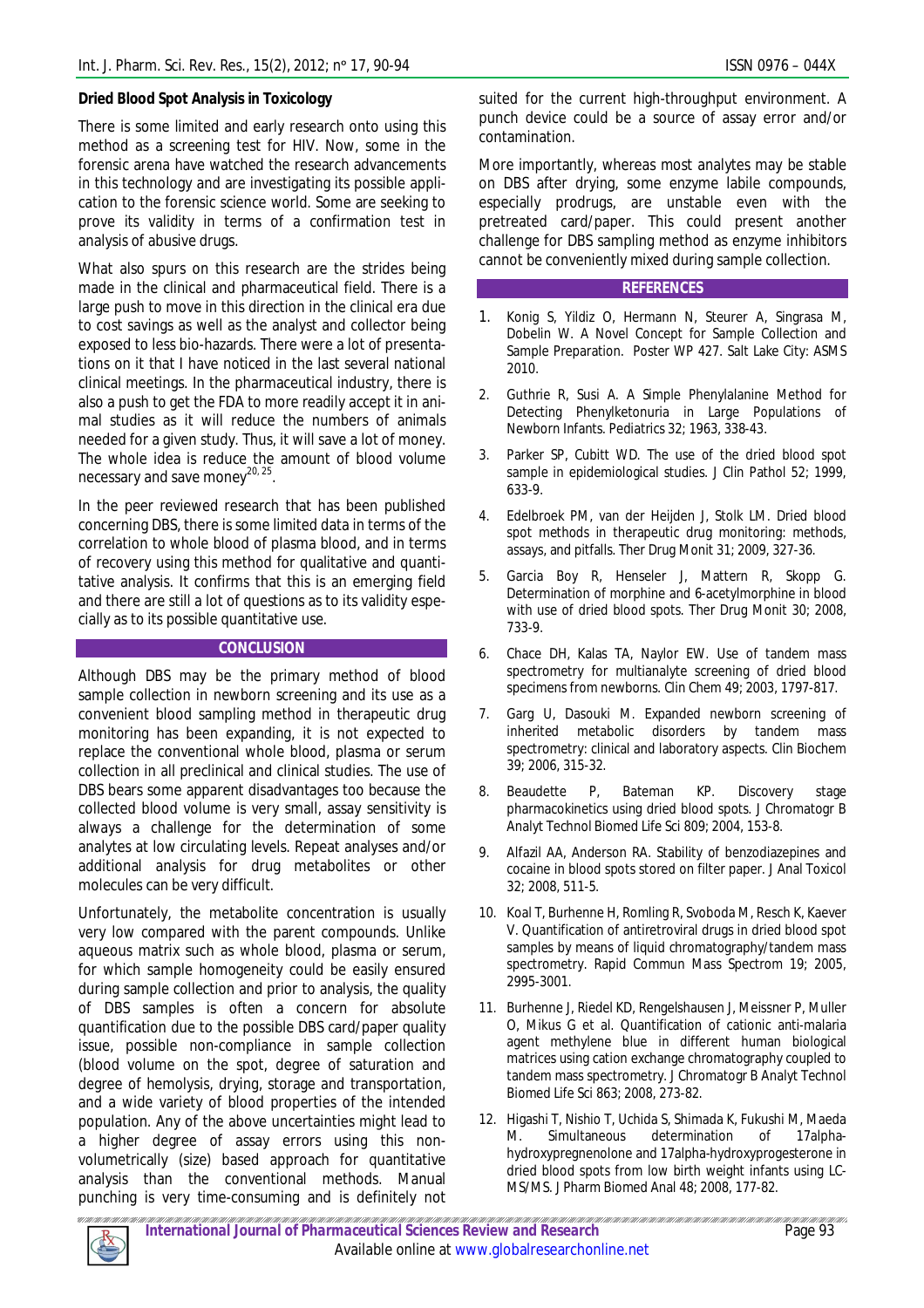### Dried Blood Spot Analysis in Toxicology

There is some limited and early research onto using this method as a screening test for HIV. Now, some in the forensic arena have watched the research advancements in this technology and are investigating its possible application to the forensic science world. Some are seeking to prove its validity in terms of a confirmation test in analysis of abusive drugs.

What also spurs on this research are the strides being made in the clinical and pharmaceutical field. There is a large push to move in this direction in the clinical era due to cost savings as well as the analyst and collector being exposed to less bio-hazards. There were a lot of presentations on it that I have noticed in the last several national clinical meetings. In the pharmaceutical industry, there is also a push to get the FDA to more readily accept it in animal studies as it will reduce the numbers of animals needed for a given study. Thus, it will save a lot of money. The whole idea is reduce the amount of blood volume necessary and save money[20, 25].

In the peer reviewed research that has been published concerning DBS, there is some limited data in terms of the correlation to whole blood of plasma blood, and in terms of recovery using this method for qualitative and quantitative analysis. It confirms that this is an emerging field and there are still a lot of questions as to its validity especially as to its possible quantitative use.

## CONCLUSION

Although DBS may be the primary method of blood sample collection in newborn screening and its use as a convenient blood sampling method in therapeutic drug monitoring has been expanding, it is not expected to replace the conventional whole blood, plasma or serum collection in all preclinical and clinical studies. The use of DBS bears some apparent disadvantages too because the collected blood volume is very small, assay sensitivity is always a challenge for the determination of some analytes at low circulating levels. Repeat analyses and/or additional analysis for drug metabolites or other molecules can be very difficult.

Unfortunately, the metabolite concentration is usually very low compared with the parent compounds. Unlike aqueous matrix such as whole blood, plasma or serum, for which sample homogeneity could be easily ensured during sample collection and prior to analysis, the quality of DBS samples is often a concern for absolute quantification due to the possible DBS card/paper quality issue, possible non-compliance in sample collection (blood volume on the spot, degree of saturation and degree of hemolysis, drying, storage and transportation, and a wide variety of blood properties of the intended population. Any of the above uncertainties might lead to a higher degree of assay errors using this non-volumetrically (size) based approach for quantitative analysis than the conventional methods. Manual punching is very time-consuming and is definitely not suited for the current high-throughput environment. A punch device could be a source of assay error and/or contamination.

More importantly, whereas most analytes may be stable on DBS after drying, some enzyme labile compounds, especially prodrugs, are unstable even with the pretreated card/paper. This could present another challenge for DBS sampling method as enzyme inhibitors cannot be conveniently mixed during sample collection.

## REFERENCES

1. Konig S, Yildiz O, Hermann N, Steurer A, Singrasa M, Dobelin W. A Novel Concept for Sample Collection and Sample Preparation. Poster WP 427. Salt Lake City: ASMS 2010.
2. Guthrie R, Susi A. A Simple Phenylalanine Method for Detecting Phenylketonuria in Large Populations of Newborn Infants. Pediatrics 32; 1963, 338-43.
3. Parker SP, Cubitt WD. The use of the dried blood spot sample in epidemiological studies. J Clin Pathol 52; 1999, 633-9.
4. Edelbroek PM, van der Heijden J, Stolk LM. Dried blood spot methods in therapeutic drug monitoring: methods, assays, and pitfalls. Ther Drug Monit 31; 2009, 327-36.
5. Garcia Boy R, Henseler J, Mattern R, Skopp G. Determination of morphine and 6-acetylmorphine in blood with use of dried blood spots. Ther Drug Monit 30; 2008, 733-9.
6. Chace DH, Kalas TA, Naylor EW. Use of tandem mass spectrometry for multianalyte screening of dried blood specimens from newborns. Clin Chem 49; 2003, 1797-817.
7. Garg U, Dasouki M. Expanded newborn screening of inherited metabolic disorders by tandem mass spectrometry: clinical and laboratory aspects. Clin Biochem 39; 2006, 315-32.
8. Beaudette P, Bateman KP. Discovery stage pharmacokinetics using dried blood spots. J Chromatogr B Analyt Technol Biomed Life Sci 809; 2004, 153-8.
9. Alfazil AA, Anderson RA. Stability of benzodiazepines and cocaine in blood spots stored on filter paper. J Anal Toxicol 32; 2008, 511-5.
10. Koal T, Burhenne H, Romling R, Svoboda M, Resch K, Kaever V. Quantification of antiretroviral drugs in dried blood spot samples by means of liquid chromatography/tandem mass spectrometry. Rapid Commun Mass Spectrom 19; 2005, 2995-3001.
11. Burhenne J, Riedel KD, Rengelshausen J, Meissner P, Muller O, Mikus G et al. Quantification of cationic anti-malaria agent methylene blue in different human biological matrices using cation exchange chromatography coupled to tandem mass spectrometry. J Chromatogr B Analyt Technol Biomed Life Sci 863; 2008, 273-82.
12. Higashi T, Nishio T, Uchida S, Shimada K, Fukushi M, Maeda M. Simultaneous determination of 17alpha-hydroxypregnenolone and 17alpha-hydroxyprogesterone in dried blood spots from low birth weight infants using LC-MS/MS. J Pharm Biomed Anal 48; 2008, 177-82.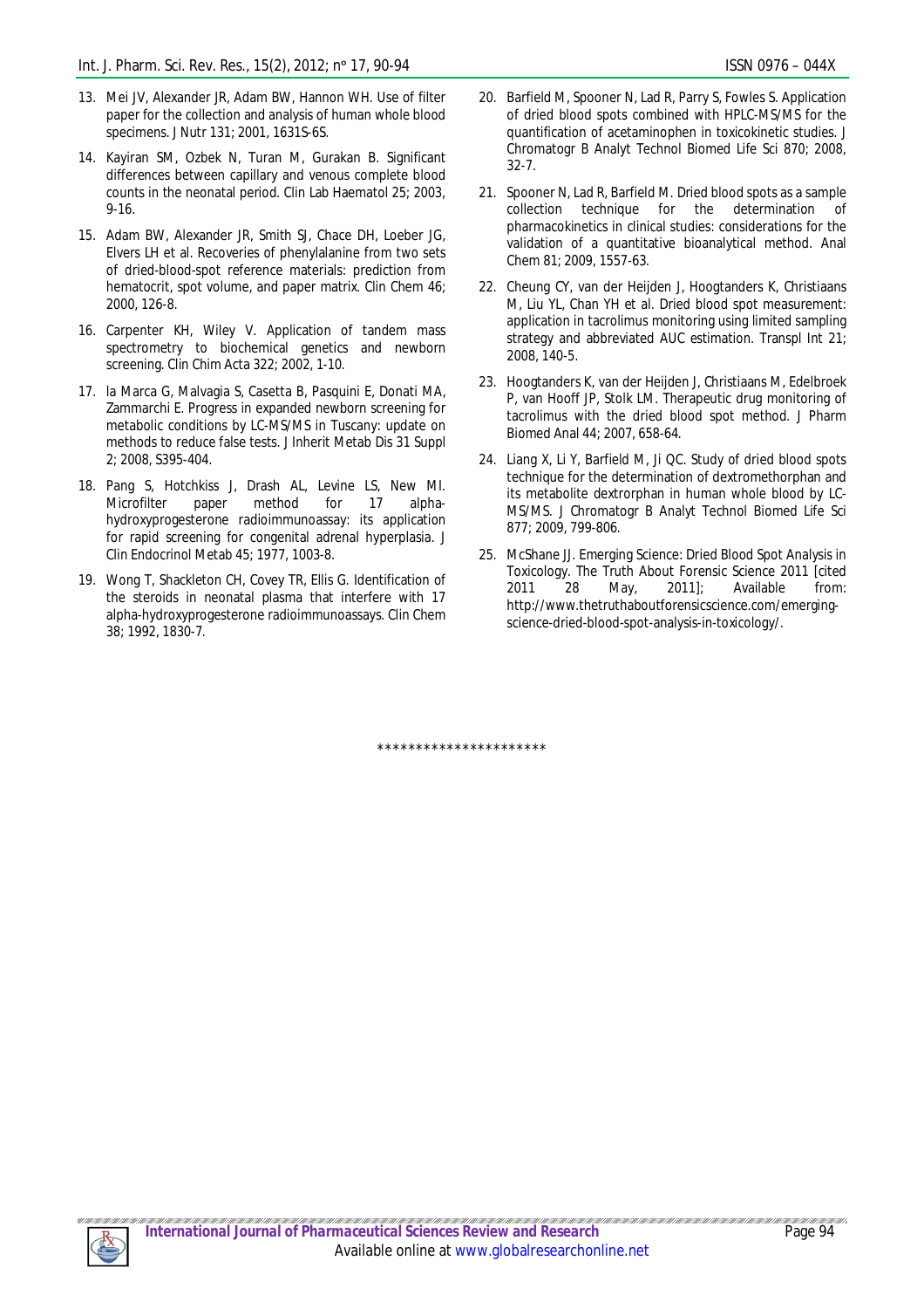13. Mei JV, Alexander JR, Adam BW, Hannon WH. Use of filter paper for the collection and analysis of human whole blood specimens. J Nutr 131; 2001, 1631S-6S.

14. Kayiran SM, Ozbek N, Turan M, Gurakan B. Significant differences between capillary and venous complete blood counts in the neonatal period. Clin Lab Haematol 25; 2003, 9-16.

15. Adam BW, Alexander JR, Smith SJ, Chace DH, Loeber JG, Elvers LH et al. Recoveries of phenylalanine from two sets of dried-blood-spot reference materials: prediction from hematocrit, spot volume, and paper matrix. Clin Chem 46; 2000, 126-8.

16. Carpenter KH, Wiley V. Application of tandem mass spectrometry to biochemical genetics and newborn screening. Clin Chim Acta 322; 2002, 1-10.

17. la Marca G, Malvagia S, Casetta B, Pasquini E, Donati MA, Zammarchi E. Progress in expanded newborn screening for metabolic conditions by LC-MS/MS in Tuscany: update on methods to reduce false tests. J Inherit Metab Dis 31 Suppl 2; 2008, S395-404.

18. Pang S, Hotchkiss J, Drash AL, Levine LS, New MI. Microfilter paper method for 17 alpha-hydroxyprogesterone radioimmunoassay: its application for rapid screening for congenital adrenal hyperplasia. J Clin Endocrinol Metab 45; 1977, 1003-8.

19. Wong T, Shackleton CH, Covey TR, Ellis G. Identification of the steroids in neonatal plasma that interfere with 17 alpha-hydroxyprogesterone radioimmunoassays. Clin Chem 38; 1992, 1830-7.

20. Barfield M, Spooner N, Lad R, Parry S, Fowles S. Application of dried blood spots combined with HPLC-MS/MS for the quantification of acetaminophen in toxicokinetic studies. J Chromatogr B Analyt Technol Biomed Life Sci 870; 2008, 32-7.

21. Spooner N, Lad R, Barfield M. Dried blood spots as a sample collection technique for the determination of pharmacokinetics in clinical studies: considerations for the validation of a quantitative bioanalytical method. Anal Chem 81; 2009, 1557-63.

22. Cheung CY, van der Heijden J, Hoogtanders K, Christiaans M, Liu YL, Chan YH et al. Dried blood spot measurement: application in tacrolimus monitoring using limited sampling strategy and abbreviated AUC estimation. Transpl Int 21; 2008, 140-5.

23. Hoogtanders K, van der Heijden J, Christiaans M, Edelbroek P, van Hooff JP, Stolk LM. Therapeutic drug monitoring of tacrolimus with the dried blood spot method. J Pharm Biomed Anal 44; 2007, 658-64.

24. Liang X, Li Y, Barfield M, Ji QC. Study of dried blood spots technique for the determination of dextromethorphan and its metabolite dextrorphan in human whole blood by LC-MS/MS. J Chromatogr B Analyt Technol Biomed Life Sci 877; 2009, 799-806.

25. McShane JJ. Emerging Science: Dried Blood Spot Analysis in Toxicology. The Truth About Forensic Science 2011 [cited 2011 28 May, 2011]; Available from: http://www.thetruthaboutforensicscience.com/emerging-science-dried-blood-spot-analysis-in-toxicology/.

*********************